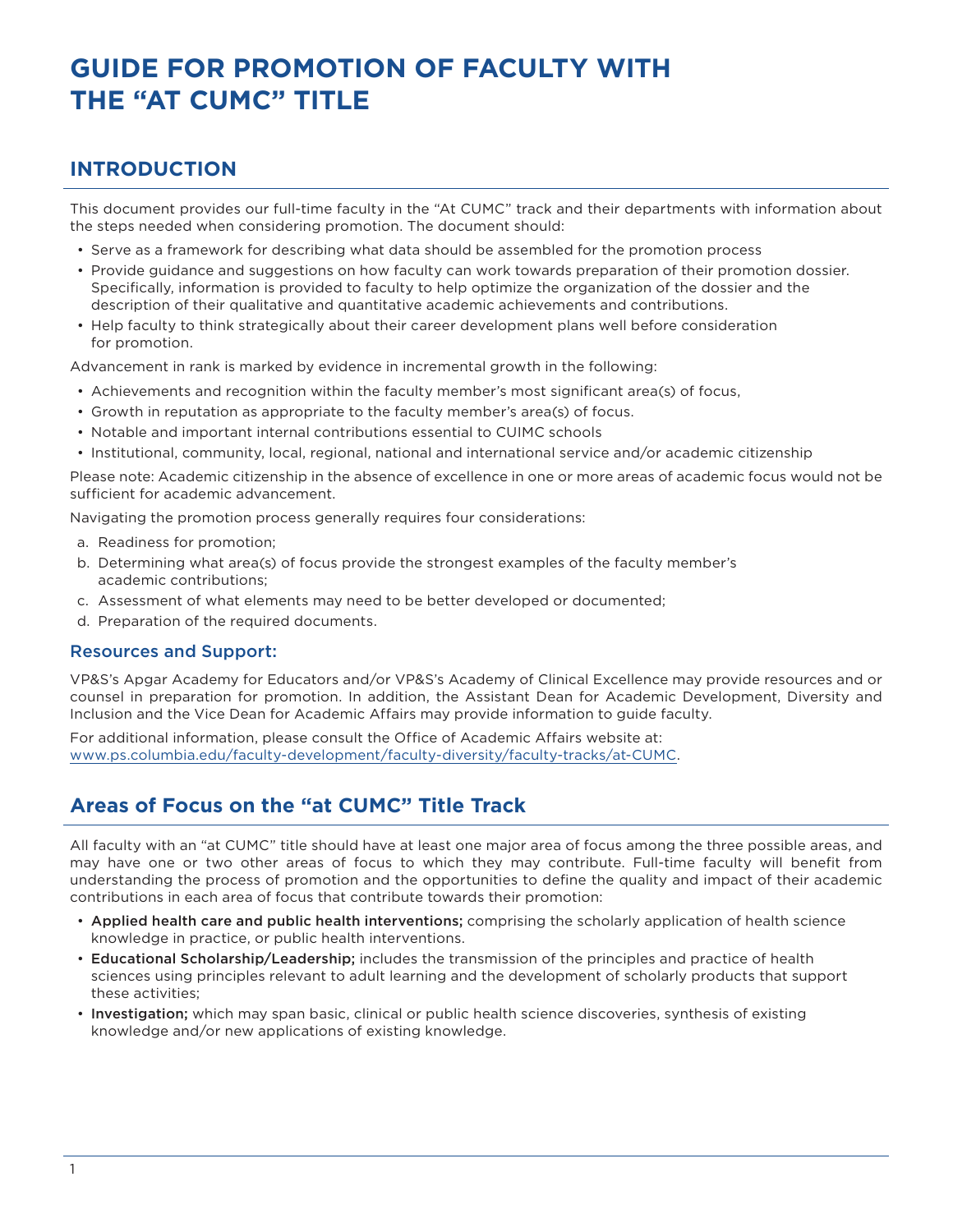# GUIDE FOR PROMOTION OF FACULTY WITH THE "AT CUMC" TITLE

## INTRODUCTION

This document provides our full-time faculty in the "At CUMC" track and their departments with information about the steps needed when considering promotion. The document should:

- Serve as a framework for describing what data should be assembled for the promotion process
- Provide guidance and suggestions on how faculty can work towards preparation of their promotion dossier. Specifically, information is provided to faculty to help optimize the organization of the dossier and the description of their qualitative and quantitative academic achievements and contributions.
- Help faculty to think strategically about their career development plans well before consideration for promotion.

Advancement in rank is marked by evidence in incremental growth in the following:

- Achievements and recognition within the faculty member's most significant area(s) of focus,
- Growth in reputation as appropriate to the faculty member's area(s) of focus.
- Notable and important internal contributions essential to CUIMC schools
- Institutional, community, local, regional, national and international service and/or academic citizenship

Please note: Academic citizenship in the absence of excellence in one or more areas of academic focus would not be sufficient for academic advancement.

Navigating the promotion process generally requires four considerations:

a. Readiness for promotion;
b. Determining what area(s) of focus provide the strongest examples of the faculty member's academic contributions;
c. Assessment of what elements may need to be better developed or documented;
d. Preparation of the required documents.

### Resources and Support:

VP&S's Apgar Academy for Educators and/or VP&S's Academy of Clinical Excellence may provide resources and or counsel in preparation for promotion. In addition, the Assistant Dean for Academic Development, Diversity and Inclusion and the Vice Dean for Academic Affairs may provide information to guide faculty.

For additional information, please consult the Office of Academic Affairs website at: www.ps.columbia.edu/faculty-development/faculty-diversity/faculty-tracks/at-CUMC.

## Areas of Focus on the "at CUMC" Title Track

All faculty with an "at CUMC" title should have at least one major area of focus among the three possible areas, and may have one or two other areas of focus to which they may contribute. Full-time faculty will benefit from understanding the process of promotion and the opportunities to define the quality and impact of their academic contributions in each area of focus that contribute towards their promotion:

- Applied health care and public health interventions; comprising the scholarly application of health science knowledge in practice, or public health interventions.
- Educational Scholarship/Leadership; includes the transmission of the principles and practice of health sciences using principles relevant to adult learning and the development of scholarly products that support these activities;
- Investigation; which may span basic, clinical or public health science discoveries, synthesis of existing knowledge and/or new applications of existing knowledge.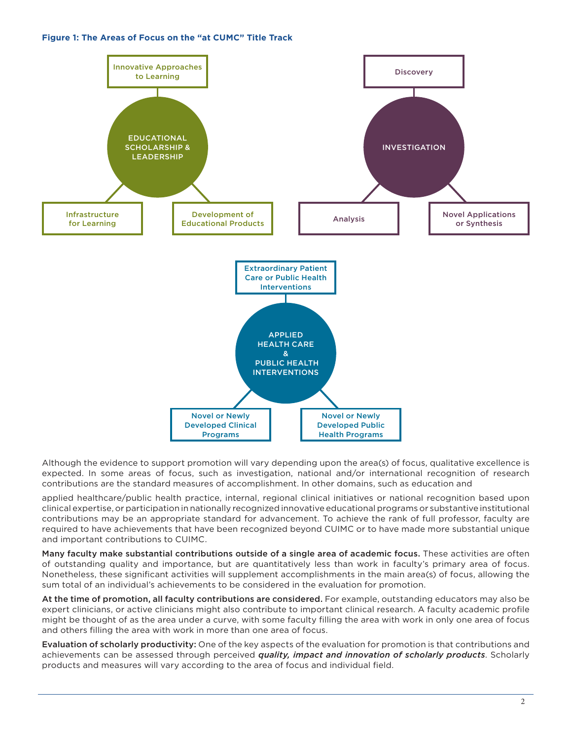**Figure 1: The Areas of Focus on the "at CUMC" Title Track**

- **EDUCATIONAL SCHOLARSHIP & LEADERSHIP**
  - Innovative Approaches to Learning
  - Infrastructure for Learning
  - Development of Educational Products
- **INVESTIGATION**
  - Discovery
  - Analysis
  - Novel Applications or Synthesis
- **APPLIED HEALTH CARE & PUBLIC HEALTH INTERVENTIONS**
  - Extraordinary Patient Care or Public Health Interventions
  - Novel or Newly Developed Clinical Programs
  - Novel or Newly Developed Public Health Programs

Although the evidence to support promotion will vary depending upon the area(s) of focus, qualitative excellence is expected. In some areas of focus, such as investigation, national and/or international recognition of research contributions are the standard measures of accomplishment. In other domains, such as education and applied healthcare/public health practice, internal, regional clinical initiatives or national recognition based upon clinical expertise, or participation in nationally recognized innovative educational programs or substantive institutional contributions may be an appropriate standard for advancement. To achieve the rank of full professor, faculty are required to have achievements that have been recognized beyond CUIMC or to have made more substantial unique and important contributions to CUIMC.

**Many faculty make substantial contributions outside of a single area of academic focus.** These activities are often of outstanding quality and importance, but are quantitatively less than work in faculty's primary area of focus. Nonetheless, these significant activities will supplement accomplishments in the main area(s) of focus, allowing the sum total of an individual's achievements to be considered in the evaluation for promotion.

**At the time of promotion, all faculty contributions are considered.** For example, outstanding educators may also be expert clinicians, or active clinicians might also contribute to important clinical research. A faculty academic profile might be thought of as the area under a curve, with some faculty filling the area with work in only one area of focus and others filling the area with work in more than one area of focus.

**Evaluation of scholarly productivity:** One of the key aspects of the evaluation for promotion is that contributions and achievements can be assessed through perceived ***quality, impact and innovation of scholarly products***. Scholarly products and measures will vary according to the area of focus and individual field.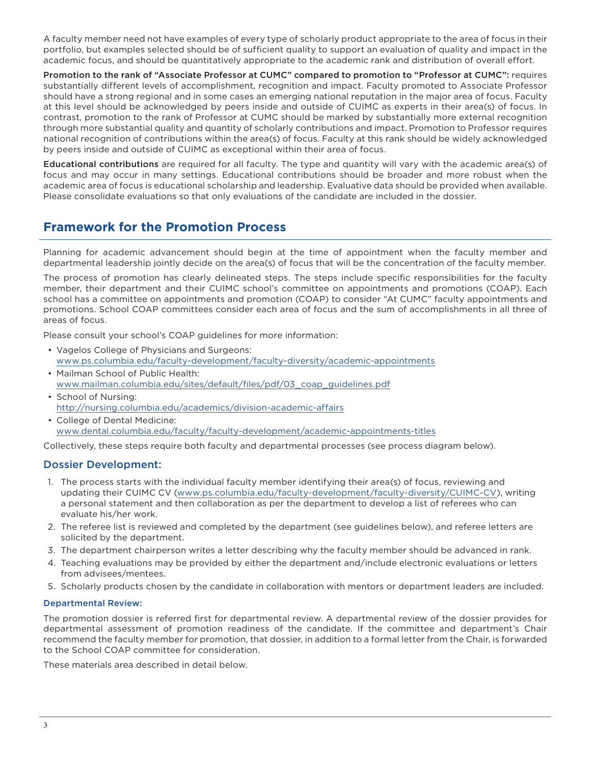A faculty member need not have examples of every type of scholarly product appropriate to the area of focus in their portfolio, but examples selected should be of sufficient quality to support an evaluation of quality and impact in the academic focus, and should be quantitatively appropriate to the academic rank and distribution of overall effort.

**Promotion to the rank of "Associate Professor at CUMC" compared to promotion to "Professor at CUMC":** requires substantially different levels of accomplishment, recognition and impact. Faculty promoted to Associate Professor should have a strong regional and in some cases an emerging national reputation in the major area of focus. Faculty at this level should be acknowledged by peers inside and outside of CUIMC as experts in their area(s) of focus. In contrast, promotion to the rank of Professor at CUMC should be marked by substantially more external recognition through more substantial quality and quantity of scholarly contributions and impact. Promotion to Professor requires national recognition of contributions within the area(s) of focus. Faculty at this rank should be widely acknowledged by peers inside and outside of CUIMC as exceptional within their area of focus.

**Educational contributions** are required for all faculty. The type and quantity will vary with the academic area(s) of focus and may occur in many settings. Educational contributions should be broader and more robust when the academic area of focus is educational scholarship and leadership. Evaluative data should be provided when available. Please consolidate evaluations so that only evaluations of the candidate are included in the dossier.

## Framework for the Promotion Process

Planning for academic advancement should begin at the time of appointment when the faculty member and departmental leadership jointly decide on the area(s) of focus that will be the concentration of the faculty member.

The process of promotion has clearly delineated steps. The steps include specific responsibilities for the faculty member, their department and their CUIMC school's committee on appointments and promotions (COAP). Each school has a committee on appointments and promotion (COAP) to consider "At CUMC" faculty appointments and promotions. School COAP committees consider each area of focus and the sum of accomplishments in all three of areas of focus.

Please consult your school's COAP guidelines for more information:

- Vagelos College of Physicians and Surgeons: www.ps.columbia.edu/faculty-development/faculty-diversity/academic-appointments
- Mailman School of Public Health: www.mailman.columbia.edu/sites/default/files/pdf/03_coap_guidelines.pdf
- School of Nursing: http://nursing.columbia.edu/academics/division-academic-affairs
- College of Dental Medicine: www.dental.columbia.edu/faculty/faculty-development/academic-appointments-titles

Collectively, these steps require both faculty and departmental processes (see process diagram below).

### Dossier Development:

1. The process starts with the individual faculty member identifying their area(s) of focus, reviewing and updating their CUIMC CV (www.ps.columbia.edu/faculty-development/faculty-diversity/CUIMC-CV), writing a personal statement and then collaboration as per the department to develop a list of referees who can evaluate his/her work.
2. The referee list is reviewed and completed by the department (see guidelines below), and referee letters are solicited by the department.
3. The department chairperson writes a letter describing why the faculty member should be advanced in rank.
4. Teaching evaluations may be provided by either the department and/include electronic evaluations or letters from advisees/mentees.
5. Scholarly products chosen by the candidate in collaboration with mentors or department leaders are included.

#### Departmental Review:

The promotion dossier is referred first for departmental review. A departmental review of the dossier provides for departmental assessment of promotion readiness of the candidate. If the committee and department's Chair recommend the faculty member for promotion, that dossier, in addition to a formal letter from the Chair, is forwarded to the School COAP committee for consideration.

These materials area described in detail below.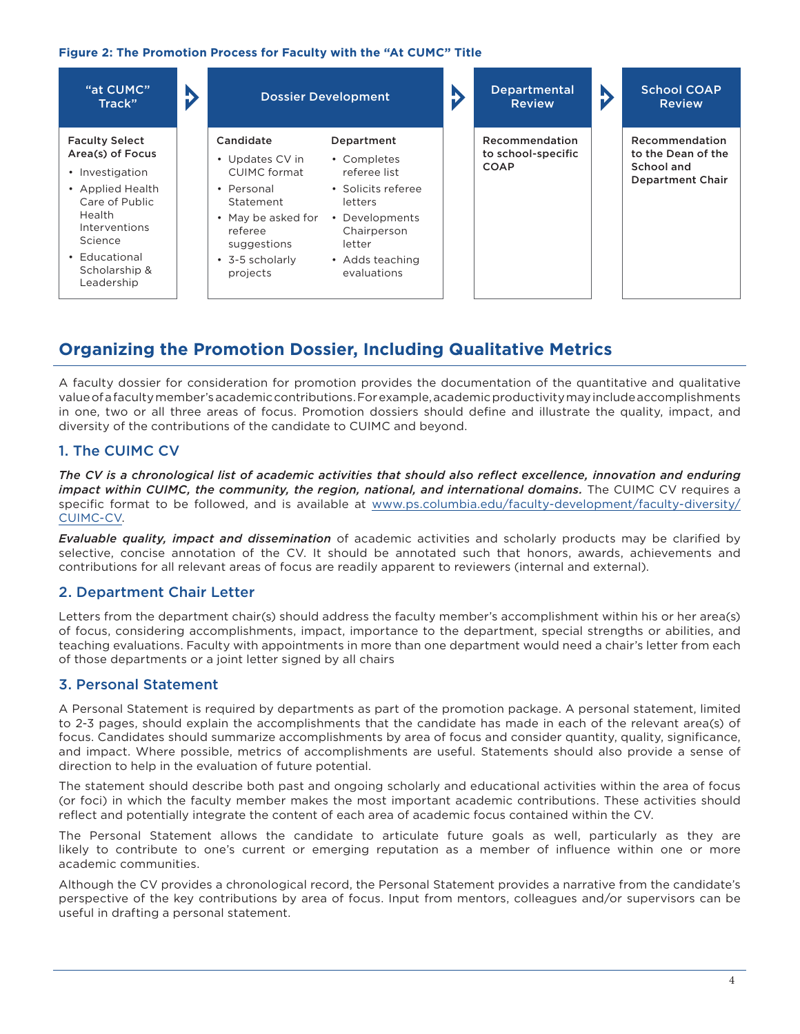**Figure 2: The Promotion Process for Faculty with the "At CUMC" Title**

| "at CUMC" Track" | Dossier Development | | Departmental Review | School COAP Review |
|---|---|---|---|---|
| **Faculty Select Area(s) of Focus** | **Candidate** | **Department** | **Recommendation to school-specific COAP** | **Recommendation to the Dean of the School and Department Chair** |
| • Investigation<br>• Applied Health Care of Public Health Interventions Science<br>• Educational Scholarship & Leadership | • Updates CV in CUIMC format<br>• Personal Statement<br>• May be asked for referee suggestions<br>• 3-5 scholarly projects | • Completes referee list<br>• Solicits referee letters<br>• Developments Chairperson letter<br>• Adds teaching evaluations | | |

## Organizing the Promotion Dossier, Including Qualitative Metrics

A faculty dossier for consideration for promotion provides the documentation of the quantitative and qualitative value of a faculty member's academic contributions. For example, academic productivity may include accomplishments in one, two or all three areas of focus. Promotion dossiers should define and illustrate the quality, impact, and diversity of the contributions of the candidate to CUIMC and beyond.

### 1. The CUIMC CV

***The CV is a chronological list of academic activities that should also reflect excellence, innovation and enduring impact within CUIMC, the community, the region, national, and international domains.*** The CUIMC CV requires a specific format to be followed, and is available at www.ps.columbia.edu/faculty-development/faculty-diversity/CUIMC-CV.

***Evaluable quality, impact and dissemination*** of academic activities and scholarly products may be clarified by selective, concise annotation of the CV. It should be annotated such that honors, awards, achievements and contributions for all relevant areas of focus are readily apparent to reviewers (internal and external).

### 2. Department Chair Letter

Letters from the department chair(s) should address the faculty member's accomplishment within his or her area(s) of focus, considering accomplishments, impact, importance to the department, special strengths or abilities, and teaching evaluations. Faculty with appointments in more than one department would need a chair's letter from each of those departments or a joint letter signed by all chairs

### 3. Personal Statement

A Personal Statement is required by departments as part of the promotion package. A personal statement, limited to 2-3 pages, should explain the accomplishments that the candidate has made in each of the relevant area(s) of focus. Candidates should summarize accomplishments by area of focus and consider quantity, quality, significance, and impact. Where possible, metrics of accomplishments are useful. Statements should also provide a sense of direction to help in the evaluation of future potential.

The statement should describe both past and ongoing scholarly and educational activities within the area of focus (or foci) in which the faculty member makes the most important academic contributions. These activities should reflect and potentially integrate the content of each area of academic focus contained within the CV.

The Personal Statement allows the candidate to articulate future goals as well, particularly as they are likely to contribute to one's current or emerging reputation as a member of influence within one or more academic communities.

Although the CV provides a chronological record, the Personal Statement provides a narrative from the candidate's perspective of the key contributions by area of focus. Input from mentors, colleagues and/or supervisors can be useful in drafting a personal statement.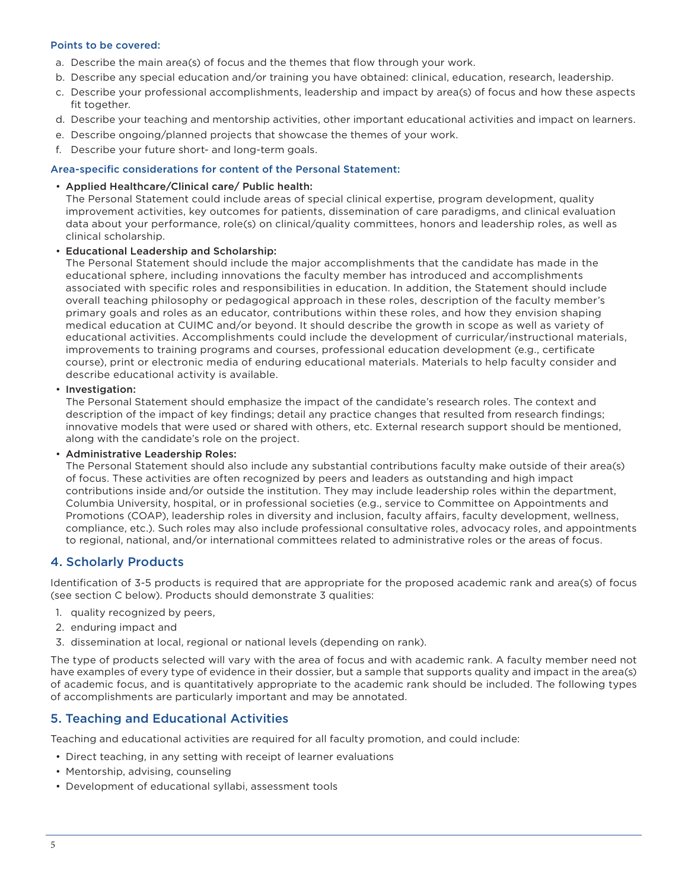**Points to be covered:**

a. Describe the main area(s) of focus and the themes that flow through your work.
b. Describe any special education and/or training you have obtained: clinical, education, research, leadership.
c. Describe your professional accomplishments, leadership and impact by area(s) of focus and how these aspects fit together.
d. Describe your teaching and mentorship activities, other important educational activities and impact on learners.
e. Describe ongoing/planned projects that showcase the themes of your work.
f. Describe your future short- and long-term goals.

**Area-specific considerations for content of the Personal Statement:**

- **Applied Healthcare/Clinical care/ Public health:**
  The Personal Statement could include areas of special clinical expertise, program development, quality improvement activities, key outcomes for patients, dissemination of care paradigms, and clinical evaluation data about your performance, role(s) on clinical/quality committees, honors and leadership roles, as well as clinical scholarship.
- **Educational Leadership and Scholarship:**
  The Personal Statement should include the major accomplishments that the candidate has made in the educational sphere, including innovations the faculty member has introduced and accomplishments associated with specific roles and responsibilities in education. In addition, the Statement should include overall teaching philosophy or pedagogical approach in these roles, description of the faculty member's primary goals and roles as an educator, contributions within these roles, and how they envision shaping medical education at CUIMC and/or beyond. It should describe the growth in scope as well as variety of educational activities. Accomplishments could include the development of curricular/instructional materials, improvements to training programs and courses, professional education development (e.g., certificate course), print or electronic media of enduring educational materials. Materials to help faculty consider and describe educational activity is available.
- **Investigation:**
  The Personal Statement should emphasize the impact of the candidate's research roles. The context and description of the impact of key findings; detail any practice changes that resulted from research findings; innovative models that were used or shared with others, etc. External research support should be mentioned, along with the candidate's role on the project.
- **Administrative Leadership Roles:**
  The Personal Statement should also include any substantial contributions faculty make outside of their area(s) of focus. These activities are often recognized by peers and leaders as outstanding and high impact contributions inside and/or outside the institution. They may include leadership roles within the department, Columbia University, hospital, or in professional societies (e.g., service to Committee on Appointments and Promotions (COAP), leadership roles in diversity and inclusion, faculty affairs, faculty development, wellness, compliance, etc.). Such roles may also include professional consultative roles, advocacy roles, and appointments to regional, national, and/or international committees related to administrative roles or the areas of focus.

## 4. Scholarly Products

Identification of 3-5 products is required that are appropriate for the proposed academic rank and area(s) of focus (see section C below). Products should demonstrate 3 qualities:

1. quality recognized by peers,
2. enduring impact and
3. dissemination at local, regional or national levels (depending on rank).

The type of products selected will vary with the area of focus and with academic rank. A faculty member need not have examples of every type of evidence in their dossier, but a sample that supports quality and impact in the area(s) of academic focus, and is quantitatively appropriate to the academic rank should be included. The following types of accomplishments are particularly important and may be annotated.

## 5. Teaching and Educational Activities

Teaching and educational activities are required for all faculty promotion, and could include:

- Direct teaching, in any setting with receipt of learner evaluations
- Mentorship, advising, counseling
- Development of educational syllabi, assessment tools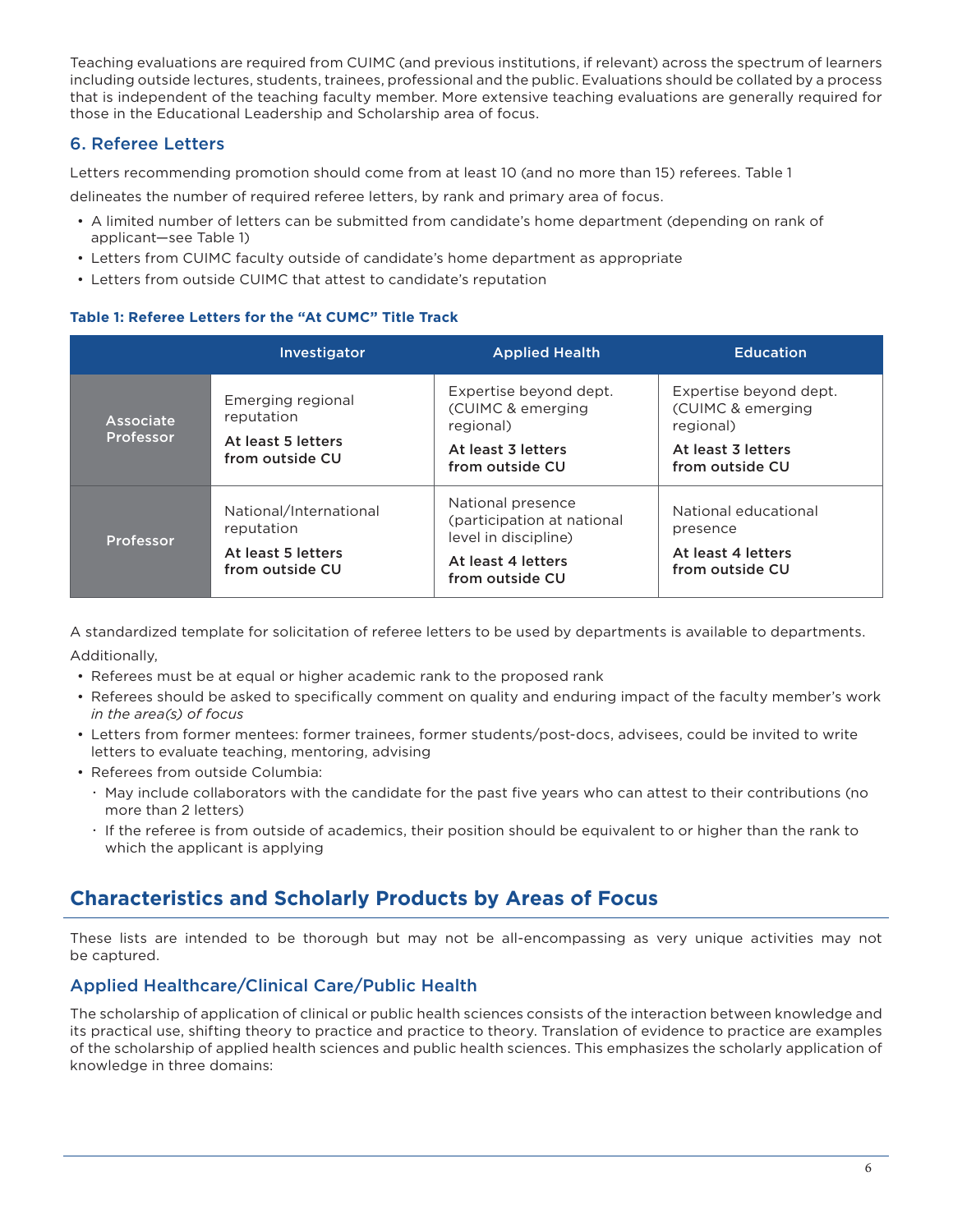Teaching evaluations are required from CUIMC (and previous institutions, if relevant) across the spectrum of learners including outside lectures, students, trainees, professional and the public. Evaluations should be collated by a process that is independent of the teaching faculty member. More extensive teaching evaluations are generally required for those in the Educational Leadership and Scholarship area of focus.

### 6. Referee Letters

Letters recommending promotion should come from at least 10 (and no more than 15) referees. Table 1 delineates the number of required referee letters, by rank and primary area of focus.

- A limited number of letters can be submitted from candidate's home department (depending on rank of applicant—see Table 1)
- Letters from CUIMC faculty outside of candidate's home department as appropriate
- Letters from outside CUIMC that attest to candidate's reputation

**Table 1: Referee Letters for the "At CUMC" Title Track**

| | Investigator | Applied Health | Education |
|---|---|---|---|
| Associate Professor | Emerging regional reputation<br>**At least 5 letters from outside CU** | Expertise beyond dept. (CUIMC & emerging regional)<br>**At least 3 letters from outside CU** | Expertise beyond dept. (CUIMC & emerging regional)<br>**At least 3 letters from outside CU** |
| Professor | National/International reputation<br>**At least 5 letters from outside CU** | National presence (participation at national level in discipline)<br>**At least 4 letters from outside CU** | National educational presence<br>**At least 4 letters from outside CU** |

A standardized template for solicitation of referee letters to be used by departments is available to departments.

Additionally,

- Referees must be at equal or higher academic rank to the proposed rank
- Referees should be asked to specifically comment on quality and enduring impact of the faculty member's work *in the area(s) of focus*
- Letters from former mentees: former trainees, former students/post-docs, advisees, could be invited to write letters to evaluate teaching, mentoring, advising
- Referees from outside Columbia:
  - May include collaborators with the candidate for the past five years who can attest to their contributions (no more than 2 letters)
  - If the referee is from outside of academics, their position should be equivalent to or higher than the rank to which the applicant is applying

## Characteristics and Scholarly Products by Areas of Focus

These lists are intended to be thorough but may not be all-encompassing as very unique activities may not be captured.

### Applied Healthcare/Clinical Care/Public Health

The scholarship of application of clinical or public health sciences consists of the interaction between knowledge and its practical use, shifting theory to practice and practice to theory. Translation of evidence to practice are examples of the scholarship of applied health sciences and public health sciences. This emphasizes the scholarly application of knowledge in three domains: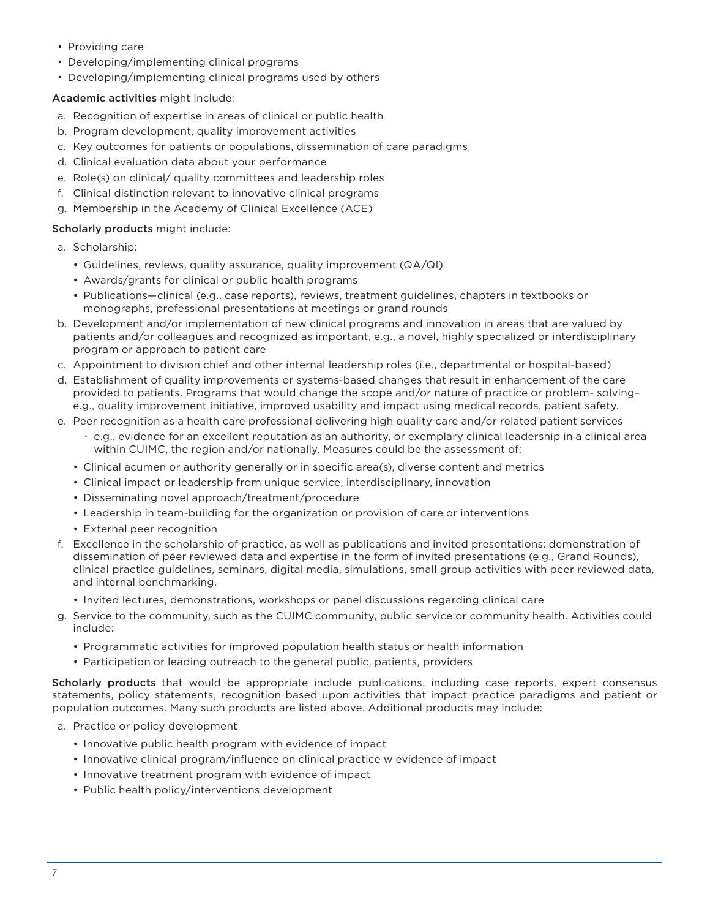- Providing care
- Developing/implementing clinical programs
- Developing/implementing clinical programs used by others

**Academic activities** might include:

a. Recognition of expertise in areas of clinical or public health
b. Program development, quality improvement activities
c. Key outcomes for patients or populations, dissemination of care paradigms
d. Clinical evaluation data about your performance
e. Role(s) on clinical/ quality committees and leadership roles
f. Clinical distinction relevant to innovative clinical programs
g. Membership in the Academy of Clinical Excellence (ACE)

**Scholarly products** might include:

a. Scholarship:
   - Guidelines, reviews, quality assurance, quality improvement (QA/QI)
   - Awards/grants for clinical or public health programs
   - Publications—clinical (e.g., case reports), reviews, treatment guidelines, chapters in textbooks or monographs, professional presentations at meetings or grand rounds
b. Development and/or implementation of new clinical programs and innovation in areas that are valued by patients and/or colleagues and recognized as important, e.g., a novel, highly specialized or interdisciplinary program or approach to patient care
c. Appointment to division chief and other internal leadership roles (i.e., departmental or hospital-based)
d. Establishment of quality improvements or systems-based changes that result in enhancement of the care provided to patients. Programs that would change the scope and/or nature of practice or problem- solving– e.g., quality improvement initiative, improved usability and impact using medical records, patient safety.
e. Peer recognition as a health care professional delivering high quality care and/or related patient services
   - e.g., evidence for an excellent reputation as an authority, or exemplary clinical leadership in a clinical area within CUIMC, the region and/or nationally. Measures could be the assessment of:
   - Clinical acumen or authority generally or in specific area(s), diverse content and metrics
   - Clinical impact or leadership from unique service, interdisciplinary, innovation
   - Disseminating novel approach/treatment/procedure
   - Leadership in team-building for the organization or provision of care or interventions
   - External peer recognition
f. Excellence in the scholarship of practice, as well as publications and invited presentations: demonstration of dissemination of peer reviewed data and expertise in the form of invited presentations (e.g., Grand Rounds), clinical practice guidelines, seminars, digital media, simulations, small group activities with peer reviewed data, and internal benchmarking.
   - Invited lectures, demonstrations, workshops or panel discussions regarding clinical care
g. Service to the community, such as the CUIMC community, public service or community health. Activities could include:
   - Programmatic activities for improved population health status or health information
   - Participation or leading outreach to the general public, patients, providers

**Scholarly products** that would be appropriate include publications, including case reports, expert consensus statements, policy statements, recognition based upon activities that impact practice paradigms and patient or population outcomes. Many such products are listed above. Additional products may include:

a. Practice or policy development
   - Innovative public health program with evidence of impact
   - Innovative clinical program/influence on clinical practice w evidence of impact
   - Innovative treatment program with evidence of impact
   - Public health policy/interventions development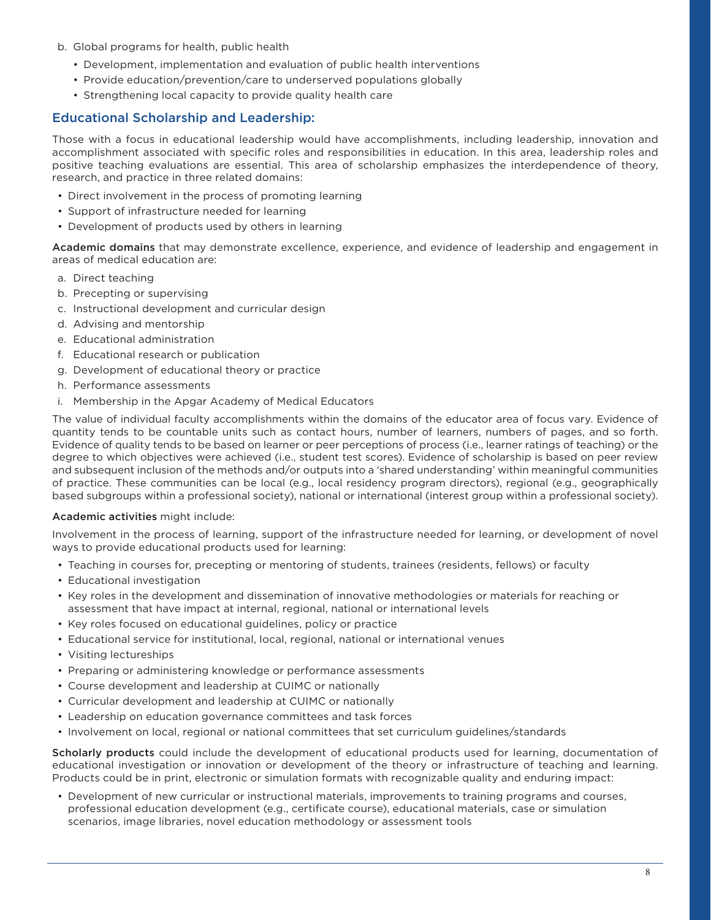b. Global programs for health, public health
  - Development, implementation and evaluation of public health interventions
  - Provide education/prevention/care to underserved populations globally
  - Strengthening local capacity to provide quality health care

## Educational Scholarship and Leadership:

Those with a focus in educational leadership would have accomplishments, including leadership, innovation and accomplishment associated with specific roles and responsibilities in education. In this area, leadership roles and positive teaching evaluations are essential. This area of scholarship emphasizes the interdependence of theory, research, and practice in three related domains:

- Direct involvement in the process of promoting learning
- Support of infrastructure needed for learning
- Development of products used by others in learning

**Academic domains** that may demonstrate excellence, experience, and evidence of leadership and engagement in areas of medical education are:

a. Direct teaching
b. Precepting or supervising
c. Instructional development and curricular design
d. Advising and mentorship
e. Educational administration
f. Educational research or publication
g. Development of educational theory or practice
h. Performance assessments
i. Membership in the Apgar Academy of Medical Educators

The value of individual faculty accomplishments within the domains of the educator area of focus vary. Evidence of quantity tends to be countable units such as contact hours, number of learners, numbers of pages, and so forth. Evidence of quality tends to be based on learner or peer perceptions of process (i.e., learner ratings of teaching) or the degree to which objectives were achieved (i.e., student test scores). Evidence of scholarship is based on peer review and subsequent inclusion of the methods and/or outputs into a 'shared understanding' within meaningful communities of practice. These communities can be local (e.g., local residency program directors), regional (e.g., geographically based subgroups within a professional society), national or international (interest group within a professional society).

**Academic activities** might include:

Involvement in the process of learning, support of the infrastructure needed for learning, or development of novel ways to provide educational products used for learning:

- Teaching in courses for, precepting or mentoring of students, trainees (residents, fellows) or faculty
- Educational investigation
- Key roles in the development and dissemination of innovative methodologies or materials for reaching or assessment that have impact at internal, regional, national or international levels
- Key roles focused on educational guidelines, policy or practice
- Educational service for institutional, local, regional, national or international venues
- Visiting lectureships
- Preparing or administering knowledge or performance assessments
- Course development and leadership at CUIMC or nationally
- Curricular development and leadership at CUIMC or nationally
- Leadership on education governance committees and task forces
- Involvement on local, regional or national committees that set curriculum guidelines/standards

**Scholarly products** could include the development of educational products used for learning, documentation of educational investigation or innovation or development of the theory or infrastructure of teaching and learning. Products could be in print, electronic or simulation formats with recognizable quality and enduring impact:

- Development of new curricular or instructional materials, improvements to training programs and courses, professional education development (e.g., certificate course), educational materials, case or simulation scenarios, image libraries, novel education methodology or assessment tools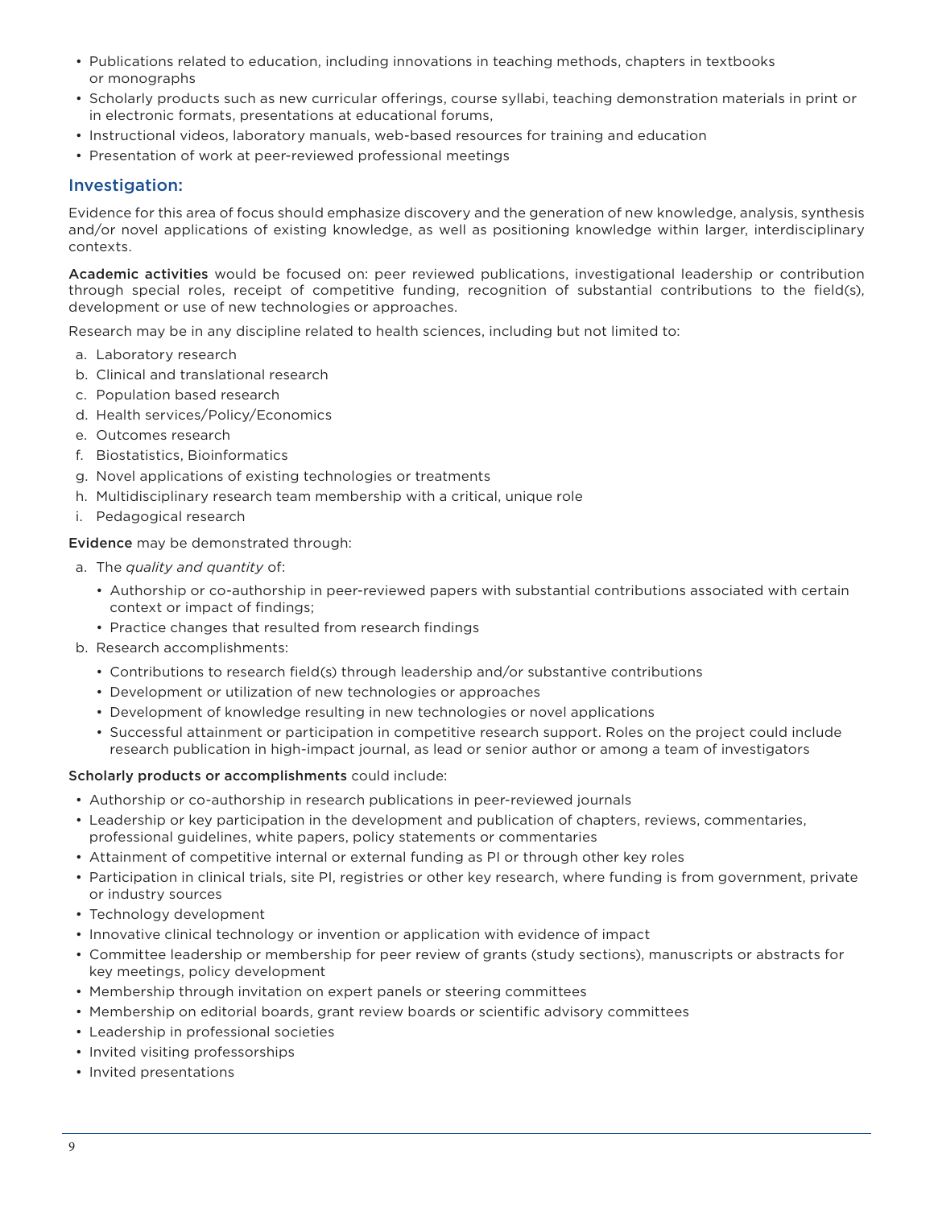- Publications related to education, including innovations in teaching methods, chapters in textbooks or monographs
- Scholarly products such as new curricular offerings, course syllabi, teaching demonstration materials in print or in electronic formats, presentations at educational forums,
- Instructional videos, laboratory manuals, web-based resources for training and education
- Presentation of work at peer-reviewed professional meetings

## Investigation:

Evidence for this area of focus should emphasize discovery and the generation of new knowledge, analysis, synthesis and/or novel applications of existing knowledge, as well as positioning knowledge within larger, interdisciplinary contexts.

**Academic activities** would be focused on: peer reviewed publications, investigational leadership or contribution through special roles, receipt of competitive funding, recognition of substantial contributions to the field(s), development or use of new technologies or approaches.

Research may be in any discipline related to health sciences, including but not limited to:

a. Laboratory research
b. Clinical and translational research
c. Population based research
d. Health services/Policy/Economics
e. Outcomes research
f. Biostatistics, Bioinformatics
g. Novel applications of existing technologies or treatments
h. Multidisciplinary research team membership with a critical, unique role
i. Pedagogical research

**Evidence** may be demonstrated through:

a. The *quality and quantity* of:
   - Authorship or co-authorship in peer-reviewed papers with substantial contributions associated with certain context or impact of findings;
   - Practice changes that resulted from research findings
b. Research accomplishments:
   - Contributions to research field(s) through leadership and/or substantive contributions
   - Development or utilization of new technologies or approaches
   - Development of knowledge resulting in new technologies or novel applications
   - Successful attainment or participation in competitive research support. Roles on the project could include research publication in high-impact journal, as lead or senior author or among a team of investigators

**Scholarly products or accomplishments** could include:

- Authorship or co-authorship in research publications in peer-reviewed journals
- Leadership or key participation in the development and publication of chapters, reviews, commentaries, professional guidelines, white papers, policy statements or commentaries
- Attainment of competitive internal or external funding as PI or through other key roles
- Participation in clinical trials, site PI, registries or other key research, where funding is from government, private or industry sources
- Technology development
- Innovative clinical technology or invention or application with evidence of impact
- Committee leadership or membership for peer review of grants (study sections), manuscripts or abstracts for key meetings, policy development
- Membership through invitation on expert panels or steering committees
- Membership on editorial boards, grant review boards or scientific advisory committees
- Leadership in professional societies
- Invited visiting professorships
- Invited presentations